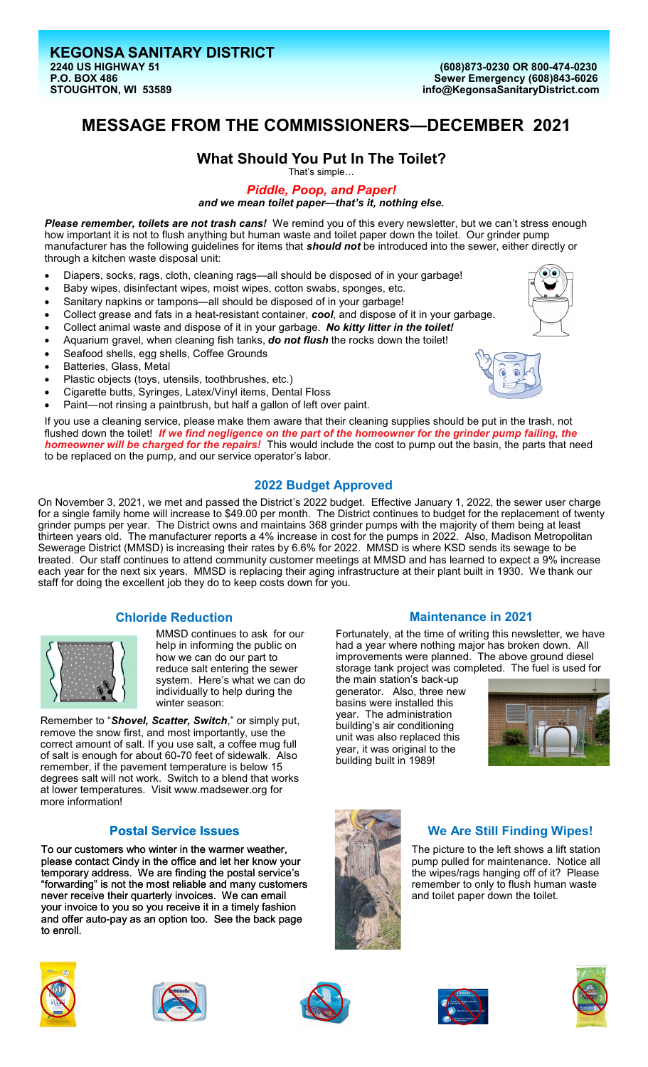**KEGONSA SANITARY DISTRICT**
**2240 US HIGHWAY 51**
**P.O. BOX 486**
**STOUGHTON, WI 53589**

**(608)873-0230 OR 800-474-0230**
**Sewer Emergency (608)843-6026**
**info@KegonsaSanitaryDistrict.com**

# MESSAGE FROM THE COMMISSIONERS—DECEMBER 2021

## What Should You Put In The Toilet?

That's simple…

### *Piddle, Poop, and Paper!*

***and we mean toilet paper—that's it, nothing else.***

***Please remember, toilets are not trash cans!*** We remind you of this every newsletter, but we can't stress enough how important it is not to flush anything but human waste and toilet paper down the toilet. Our grinder pump manufacturer has the following guidelines for items that ***should not*** be introduced into the sewer, either directly or through a kitchen waste disposal unit:

- Diapers, socks, rags, cloth, cleaning rags—all should be disposed of in your garbage!
- Baby wipes, disinfectant wipes, moist wipes, cotton swabs, sponges, etc.
- Sanitary napkins or tampons—all should be disposed of in your garbage!
- Collect grease and fats in a heat-resistant container, ***cool***, and dispose of it in your garbage.
- Collect animal waste and dispose of it in your garbage. ***No kitty litter in the toilet!***
- Aquarium gravel, when cleaning fish tanks, ***do not flush*** the rocks down the toilet!
- Seafood shells, egg shells, Coffee Grounds
- Batteries, Glass, Metal
- Plastic objects (toys, utensils, toothbrushes, etc.)
- Cigarette butts, Syringes, Latex/Vinyl items, Dental Floss
- Paint—not rinsing a paintbrush, but half a gallon of left over paint.

If you use a cleaning service, please make them aware that their cleaning supplies should be put in the trash, not flushed down the toilet! ***If we find negligence on the part of the homeowner for the grinder pump failing, the homeowner will be charged for the repairs!*** This would include the cost to pump out the basin, the parts that need to be replaced on the pump, and our service operator's labor.

## 2022 Budget Approved

On November 3, 2021, we met and passed the District's 2022 budget. Effective January 1, 2022, the sewer user charge for a single family home will increase to $49.00 per month. The District continues to budget for the replacement of twenty grinder pumps per year. The District owns and maintains 368 grinder pumps with the majority of them being at least thirteen years old. The manufacturer reports a 4% increase in cost for the pumps in 2022. Also, Madison Metropolitan Sewerage District (MMSD) is increasing their rates by 6.6% for 2022. MMSD is where KSD sends its sewage to be treated. Our staff continues to attend community customer meetings at MMSD and has learned to expect a 9% increase each year for the next six years. MMSD is replacing their aging infrastructure at their plant built in 1930. We thank our staff for doing the excellent job they do to keep costs down for you.

## Chloride Reduction

MMSD continues to ask for our help in informing the public on how we can do our part to reduce salt entering the sewer system. Here's what we can do individually to help during the winter season:

Remember to "***Shovel, Scatter, Switch***," or simply put, remove the snow first, and most importantly, use the correct amount of salt. If you use salt, a coffee mug full of salt is enough for about 60-70 feet of sidewalk. Also remember, if the pavement temperature is below 15 degrees salt will not work. Switch to a blend that works at lower temperatures. Visit www.madsewer.org for more information!

## Maintenance in 2021

Fortunately, at the time of writing this newsletter, we have had a year where nothing major has broken down. All improvements were planned. The above ground diesel storage tank project was completed. The fuel is used for the main station's back-up generator. Also, three new basins were installed this year. The administration building's air conditioning unit was also replaced this year, it was original to the building built in 1989!

## Postal Service Issues

To our customers who winter in the warmer weather, please contact Cindy in the office and let her know your temporary address. We are finding the postal service's "forwarding" is not the most reliable and many customers never receive their quarterly invoices. We can email your invoice to you so you receive it in a timely fashion and offer auto-pay as an option too. See the back page to enroll.

## We Are Still Finding Wipes!

The picture to the left shows a lift station pump pulled for maintenance. Notice all the wipes/rags hanging off of it? Please remember to only to flush human waste and toilet paper down the toilet.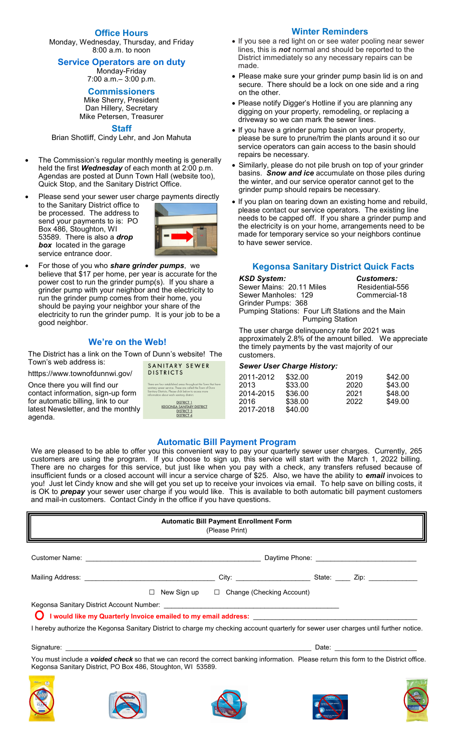## Office Hours

Monday, Wednesday, Thursday, and Friday
8:00 a.m. to noon

## Service Operators are on duty

Monday-Friday
7:00 a.m.– 3:00 p.m.

## Commissioners

Mike Sherry, President
Dan Hillery, Secretary
Mike Petersen, Treasurer

## Staff

Brian Shotliff, Cindy Lehr, and Jon Mahuta

- The Commission's regular monthly meeting is generally held the first ***Wednesday*** of each month at 2:00 p.m. Agendas are posted at Dunn Town Hall (website too), Quick Stop, and the Sanitary District Office.
- Please send your sewer user charge payments directly to the Sanitary District office to be processed. The address to send your payments to is: PO Box 486, Stoughton, WI 53589. There is also a ***drop box*** located in the garage service entrance door.
- For those of you who ***share grinder pumps***, we believe that $17 per home, per year is accurate for the power cost to run the grinder pump(s). If you share a grinder pump with your neighbor and the electricity to run the grinder pump comes from their home, you should be paying your neighbor your share of the electricity to run the grinder pump. It is your job to be a good neighbor.

## We're on the Web!

The District has a link on the Town of Dunn's website! The Town's web address is:

htttps://www.townofdunnwi.gov/

Once there you will find our contact information, sign-up form for automatic billing, link to our latest Newsletter, and the monthly agenda.

SANITARY SEWER DISTRICTS

There are four established areas throughout the Town that have sanitary sewer service. These are called the Town of Dunn Sanitary Districts. Please click below to access more information about each sanitary district.

DISTRICT 1
KEGONSA SANITARY DISTRICT
DISTRICT 3
DISTRICT 4

## Winter Reminders

- If you see a red light on or see water pooling near sewer lines, this is ***not*** normal and should be reported to the District immediately so any necessary repairs can be made.
- Please make sure your grinder pump basin lid is on and secure. There should be a lock on one side and a ring on the other.
- Please notify Digger's Hotline if you are planning any digging on your property, remodeling, or replacing a driveway so we can mark the sewer lines.
- If you have a grinder pump basin on your property, please be sure to prune/trim the plants around it so our service operators can gain access to the basin should repairs be necessary.
- Similarly, please do not pile brush on top of your grinder basins. ***Snow and ice*** accumulate on those piles during the winter, and our service operator cannot get to the grinder pump should repairs be necessary.
- If you plan on tearing down an existing home and rebuild, please contact our service operators. The existing line needs to be capped off. If you share a grinder pump and the electricity is on your home, arrangements need to be made for temporary service so your neighbors continue to have sewer service.

## Kegonsa Sanitary District Quick Facts

***KSD System:***
Sewer Mains: 20.11 Miles
Sewer Manholes: 129
Grinder Pumps: 368
Pumping Stations: Four Lift Stations and the Main Pumping Station

***Customers:***
Residential-556
Commercial-18

The user charge delinquency rate for 2021 was approximately 2.8% of the amount billed. We appreciate the timely payments by the vast majority of our customers.

***Sewer User Charge History:***

| | | | |
|---|---|---|---|
| 2011-2012 | $32.00 | 2019 | $42.00 |
| 2013 | $33.00 | 2020 | $43.00 |
| 2014-2015 | $36.00 | 2021 | $48.00 |
| 2016 | $38.00 | 2022 | $49.00 |
| 2017-2018 | $40.00 | | |

## Automatic Bill Payment Program

We are pleased to be able to offer you this convenient way to pay your quarterly sewer user charges. Currently, 265 customers are using the program. If you choose to sign up, this service will start with the March 1, 2022 billing. There are no charges for this service, but just like when you pay with a check, any transfers refused because of insufficient funds or a closed account will incur a service charge of $25. Also, we have the ability to ***email*** invoices to you! Just let Cindy know and she will get you set up to receive your invoices via email. To help save on billing costs, it is OK to ***prepay*** your sewer user charge if you would like. This is available to both automatic bill payment customers and mail-in customers. Contact Cindy in the office if you have questions.

**Automatic Bill Payment Enrollment Form**
(Please Print)

Customer Name: ____________________ Daytime Phone: ____________________

Mailing Address: ____________________ City: ____________ State: ____ Zip: __________

☐ New Sign up ☐ Change (Checking Account)

Kegonsa Sanitary District Account Number: ____________________

**I would like my Quarterly Invoice emailed to my email address:** ____________________

I hereby authorize the Kegonsa Sanitary District to charge my checking account quarterly for sewer user charges until further notice.

Signature: ____________________ Date: ____________

You must include a ***voided check*** so that we can record the correct banking information. Please return this form to the District office. Kegonsa Sanitary District, PO Box 486, Stoughton, WI 53589.